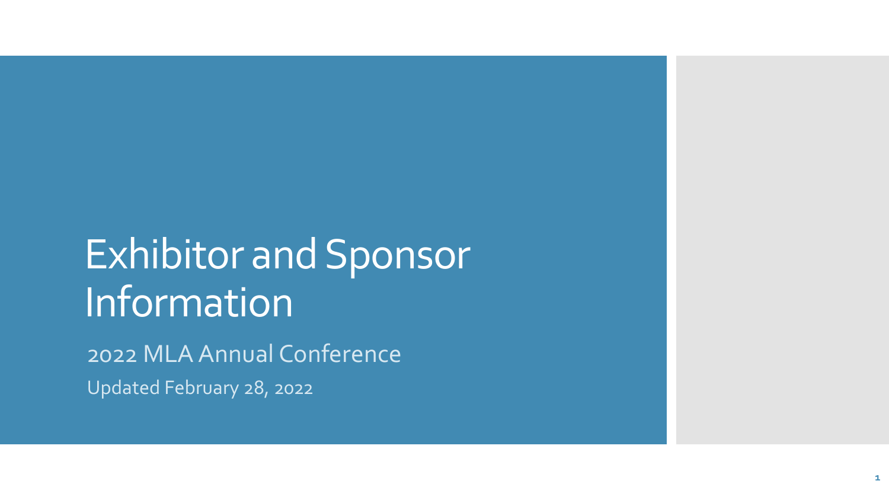# Exhibitor and Sponsor Information

2022 MLA Annual Conference

Updated February 28, 2022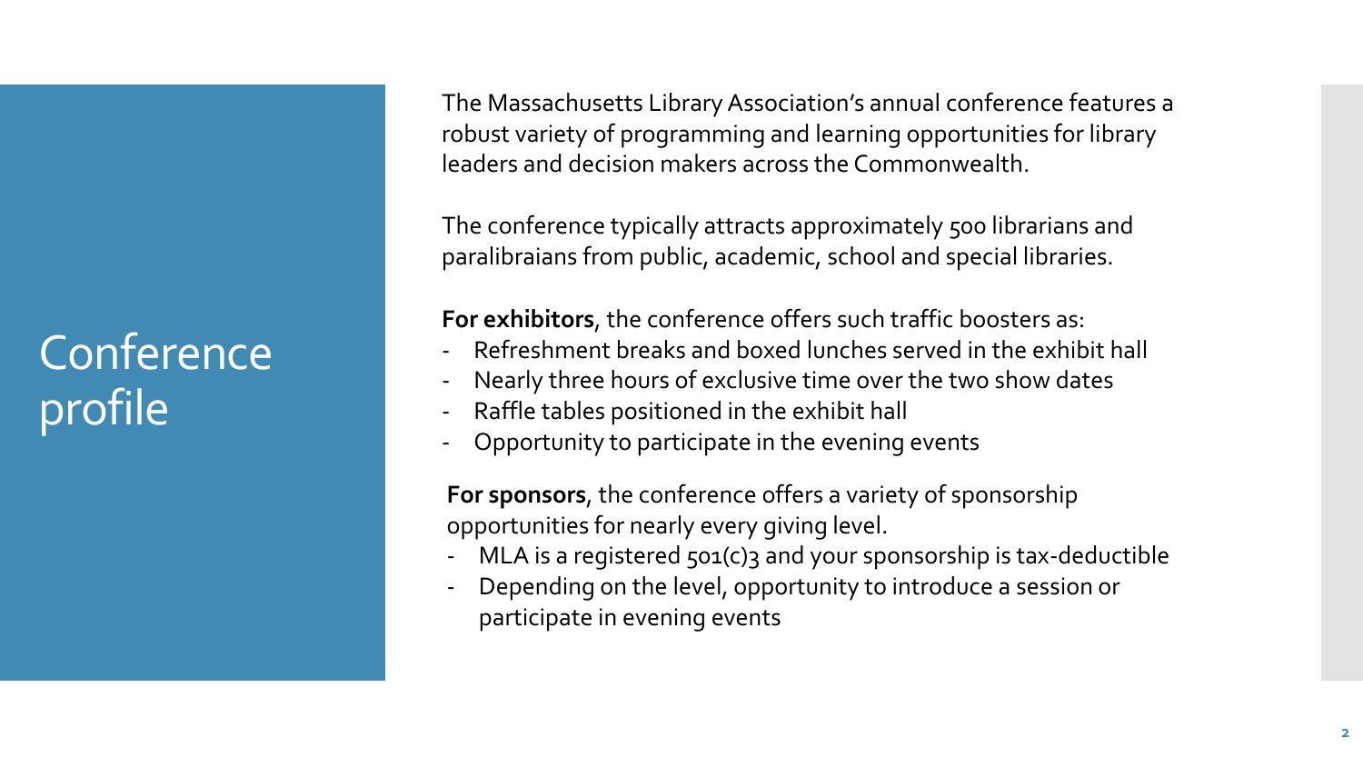# Conference profile

The Massachusetts Library Association's annual conference features a robust variety of programming and learning opportunities for library leaders and decision makers across the Commonwealth.

The conference typically attracts approximately 500 librarians and paralibraians from public, academic, school and special libraries.

**For exhibitors**, the conference offers such traffic boosters as:

- Refreshment breaks and boxed lunches served in the exhibit hall
- Nearly three hours of exclusive time over the two show dates
- Raffle tables positioned in the exhibit hall
- Opportunity to participate in the evening events

**For sponsors**, the conference offers a variety of sponsorship opportunities for nearly every giving level.

- MLA is a registered 501(c)3 and your sponsorship is tax-deductible
- Depending on the level, opportunity to introduce a session or participate in evening events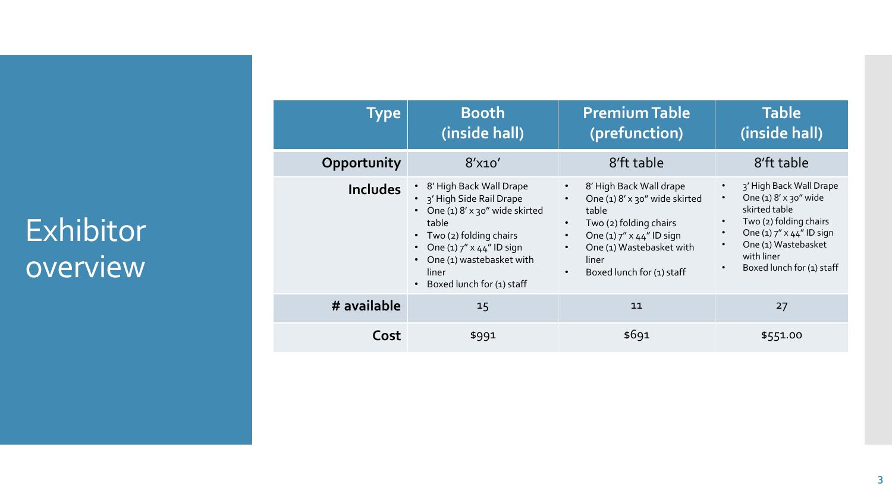# Exhibitor overview

| Type | Booth (inside hall) | Premium Table (prefunction) | Table (inside hall) |
| --- | --- | --- | --- |
| **Opportunity** | 8'x10' | 8'ft table | 8'ft table |
| **Includes** | • 8' High Back Wall Drape<br>• 3' High Side Rail Drape<br>• One (1) 8' x 30" wide skirted table<br>• Two (2) folding chairs<br>• One (1) 7" x 44" ID sign<br>• One (1) wastebasket with liner<br>• Boxed lunch for (1) staff | • 8' High Back Wall drape<br>• One (1) 8' x 30" wide skirted table<br>• Two (2) folding chairs<br>• One (1) 7" x 44" ID sign<br>• One (1) Wastebasket with liner<br>• Boxed lunch for (1) staff | • 3' High Back Wall Drape<br>• One (1) 8' x 30" wide skirted table<br>• Two (2) folding chairs<br>• One (1) 7" x 44" ID sign<br>• One (1) Wastebasket with liner<br>• Boxed lunch for (1) staff |
| **# available** | 15 | 11 | 27 |
| **Cost** | $991 | $691 | $551.00 |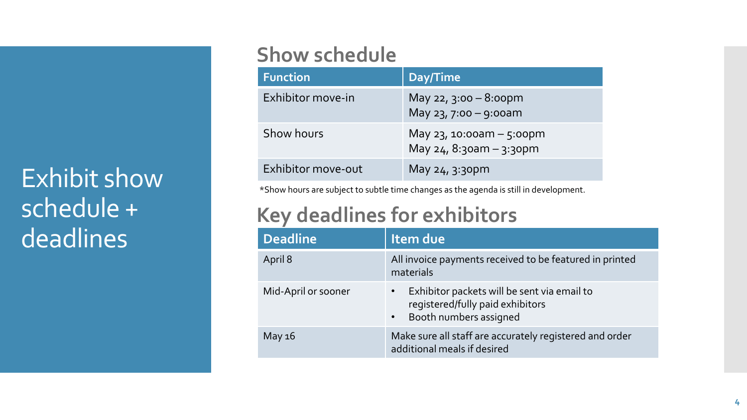# Exhibit show schedule + deadlines

## Show schedule

| Function | Day/Time |
|---|---|
| Exhibitor move-in | May 22, 3:00 – 8:00pm<br>May 23, 7:00 – 9:00am |
| Show hours | May 23, 10:00am – 5:00pm<br>May 24, 8:30am – 3:30pm |
| Exhibitor move-out | May 24, 3:30pm |

*Show hours are subject to subtle time changes as the agenda is still in development.

## Key deadlines for exhibitors

| Deadline | Item due |
|---|---|
| April 8 | All invoice payments received to be featured in printed materials |
| Mid-April or sooner | • Exhibitor packets will be sent via email to registered/fully paid exhibitors<br>• Booth numbers assigned |
| May 16 | Make sure all staff are accurately registered and order additional meals if desired |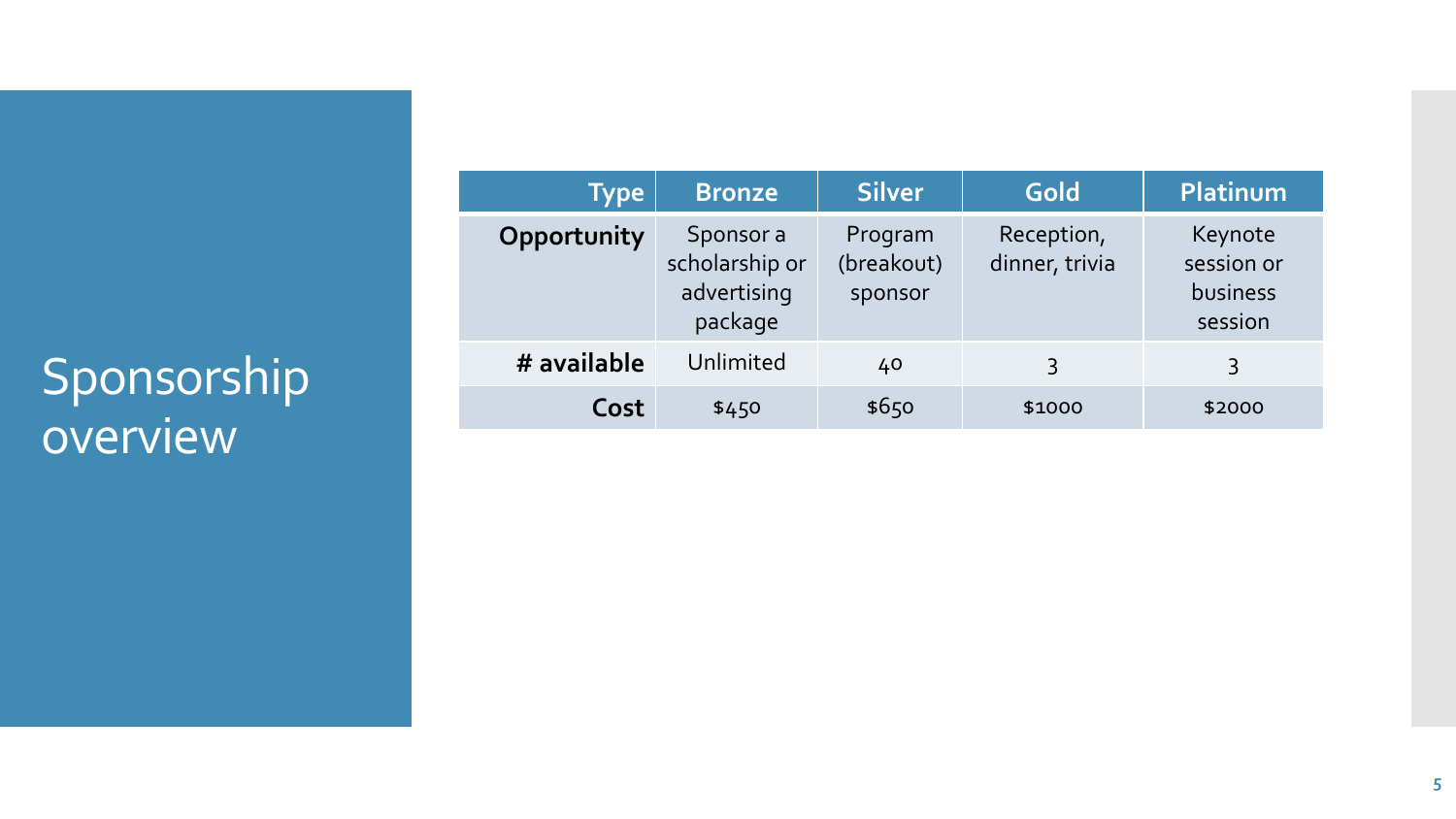# Sponsorship overview

| Type | Bronze | Silver | Gold | Platinum |
|---|---|---|---|---|
| **Opportunity** | Sponsor a scholarship or advertising package | Program (breakout) sponsor | Reception, dinner, trivia | Keynote session or business session |
| **# available** | Unlimited | 40 | 3 | 3 |
| **Cost** | $450 | $650 | $1000 | $2000 |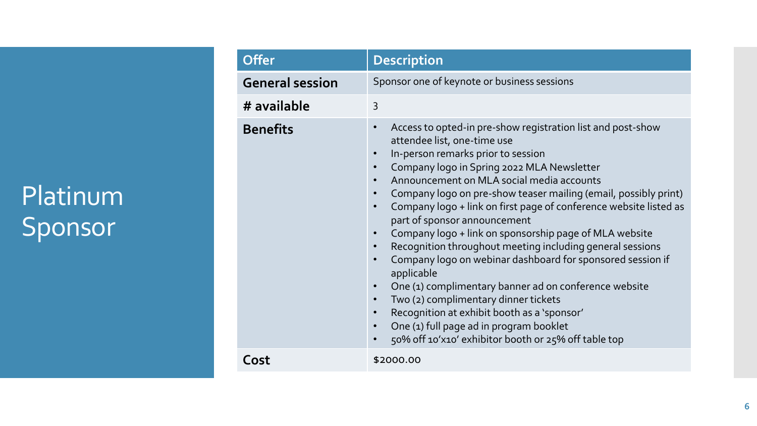# Platinum Sponsor

| Offer | Description |
|---|---|
| **General session** | Sponsor one of keynote or business sessions |
| **# available** | 3 |
| **Benefits** | • Access to opted-in pre-show registration list and post-show attendee list, one-time use<br>• In-person remarks prior to session<br>• Company logo in Spring 2022 MLA Newsletter<br>• Announcement on MLA social media accounts<br>• Company logo on pre-show teaser mailing (email, possibly print)<br>• Company logo + link on first page of conference website listed as part of sponsor announcement<br>• Company logo + link on sponsorship page of MLA website<br>• Recognition throughout meeting including general sessions<br>• Company logo on webinar dashboard for sponsored session if applicable<br>• One (1) complimentary banner ad on conference website<br>• Two (2) complimentary dinner tickets<br>• Recognition at exhibit booth as a 'sponsor'<br>• One (1) full page ad in program booklet<br>• 50% off 10'x10' exhibitor booth or 25% off table top |
| **Cost** | $2000.00 |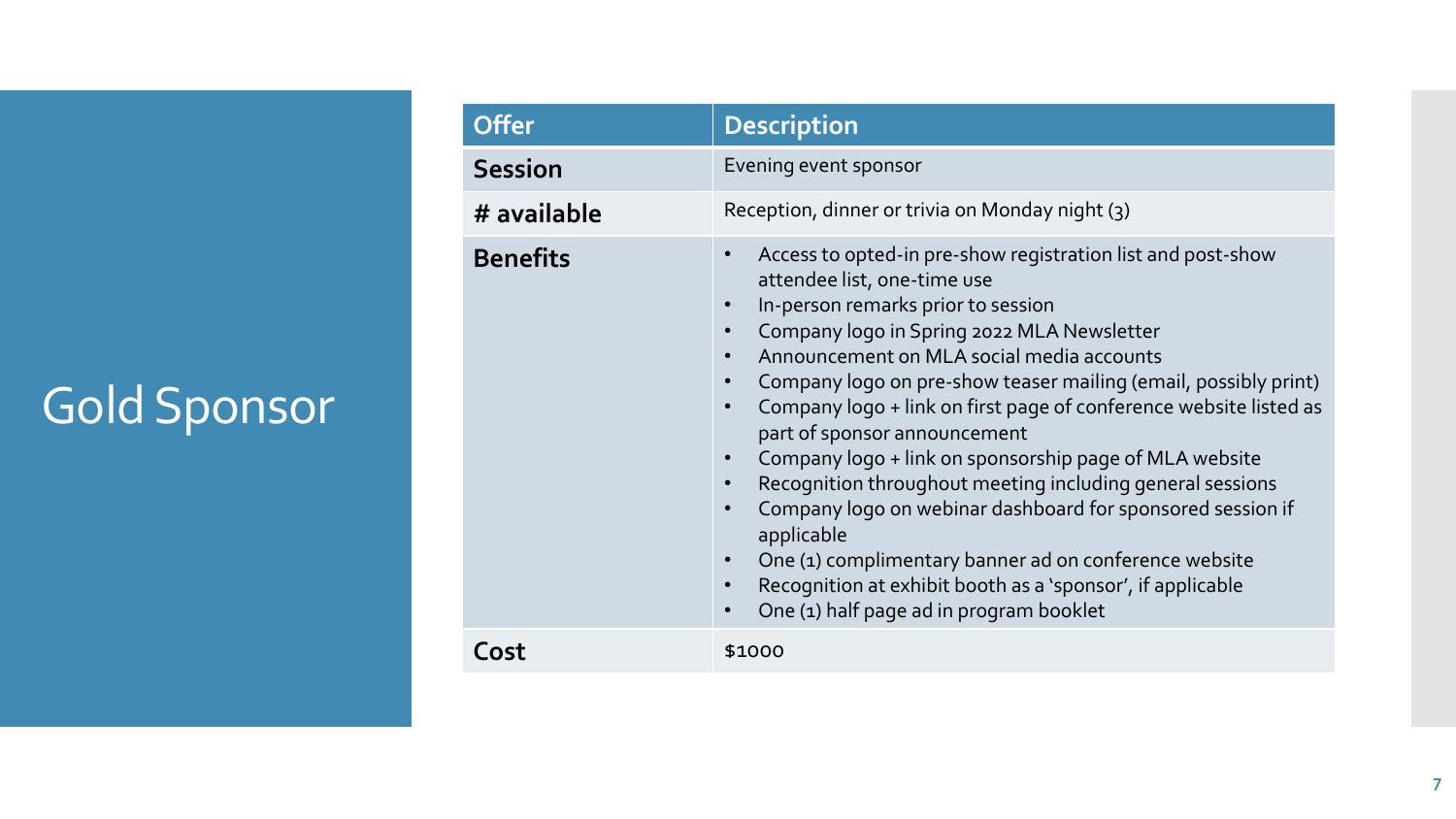# Gold Sponsor

| Offer | Description |
| --- | --- |
| **Session** | Evening event sponsor |
| **# available** | Reception, dinner or trivia on Monday night (3) |
| **Benefits** | • Access to opted-in pre-show registration list and post-show attendee list, one-time use<br>• In-person remarks prior to session<br>• Company logo in Spring 2022 MLA Newsletter<br>• Announcement on MLA social media accounts<br>• Company logo on pre-show teaser mailing (email, possibly print)<br>• Company logo + link on first page of conference website listed as part of sponsor announcement<br>• Company logo + link on sponsorship page of MLA website<br>• Recognition throughout meeting including general sessions<br>• Company logo on webinar dashboard for sponsored session if applicable<br>• One (1) complimentary banner ad on conference website<br>• Recognition at exhibit booth as a 'sponsor', if applicable<br>• One (1) half page ad in program booklet |
| **Cost** | $1000 |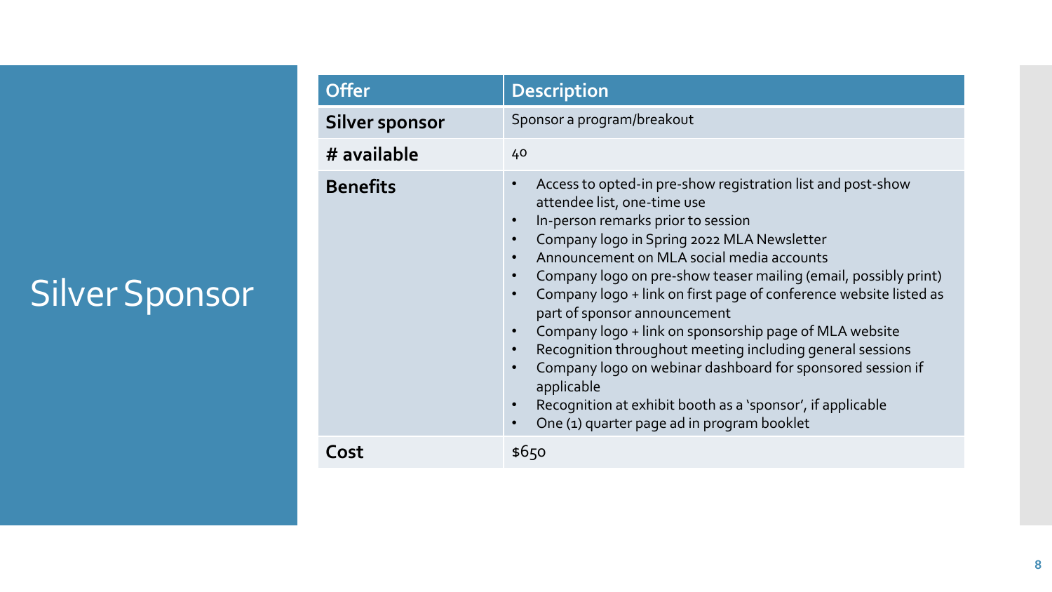# Silver Sponsor

| **Offer** | **Description** |
|---|---|
| **Silver sponsor** | Sponsor a program/breakout |
| **# available** | 40 |
| **Benefits** | • Access to opted-in pre-show registration list and post-show attendee list, one-time use<br>• In-person remarks prior to session<br>• Company logo in Spring 2022 MLA Newsletter<br>• Announcement on MLA social media accounts<br>• Company logo on pre-show teaser mailing (email, possibly print)<br>• Company logo + link on first page of conference website listed as part of sponsor announcement<br>• Company logo + link on sponsorship page of MLA website<br>• Recognition throughout meeting including general sessions<br>• Company logo on webinar dashboard for sponsored session if applicable<br>• Recognition at exhibit booth as a 'sponsor', if applicable<br>• One (1) quarter page ad in program booklet |
| **Cost** | $650 |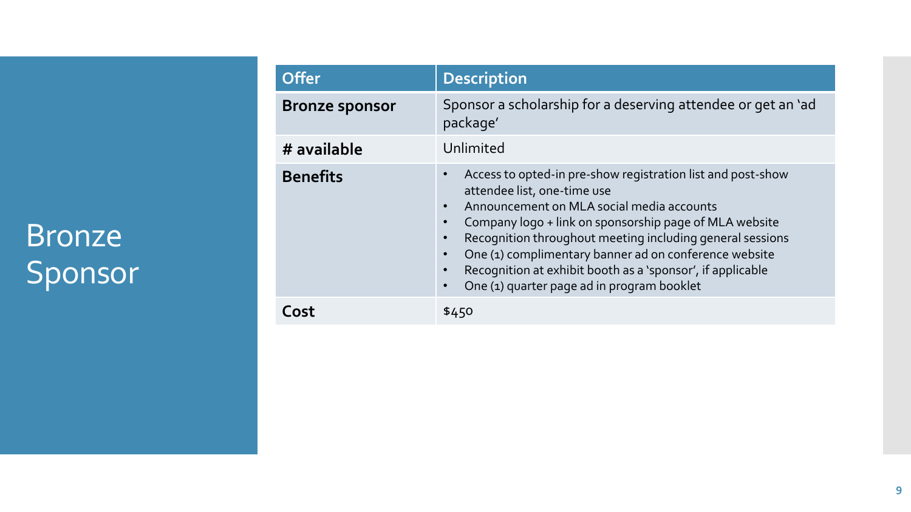# Bronze Sponsor

| Offer | Description |
| --- | --- |
| **Bronze sponsor** | Sponsor a scholarship for a deserving attendee or get an 'ad package' |
| **# available** | Unlimited |
| **Benefits** | • Access to opted-in pre-show registration list and post-show attendee list, one-time use<br>• Announcement on MLA social media accounts<br>• Company logo + link on sponsorship page of MLA website<br>• Recognition throughout meeting including general sessions<br>• One (1) complimentary banner ad on conference website<br>• Recognition at exhibit booth as a 'sponsor', if applicable<br>• One (1) quarter page ad in program booklet |
| **Cost** | $450 |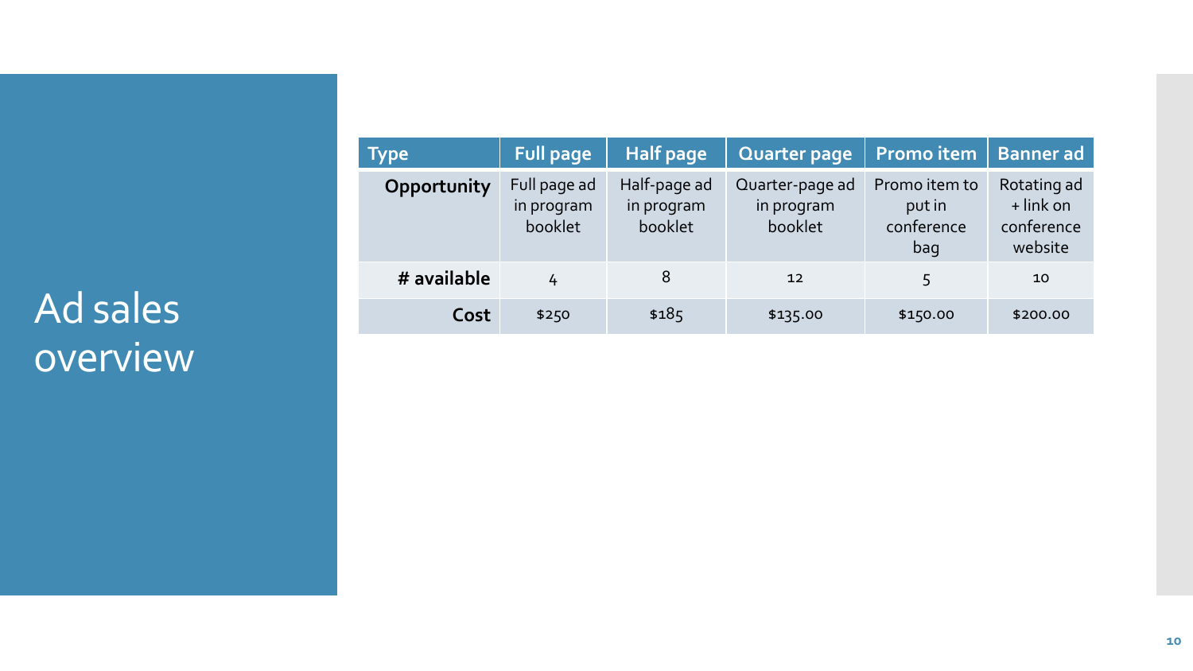# Ad sales overview

| Type | Full page | Half page | Quarter page | Promo item | Banner ad |
|---|---|---|---|---|---|
| **Opportunity** | Full page ad in program booklet | Half-page ad in program booklet | Quarter-page ad in program booklet | Promo item to put in conference bag | Rotating ad + link on conference website |
| **# available** | 4 | 8 | 12 | 5 | 10 |
| **Cost** | $250 | $185 | $135.00 | $150.00 | $200.00 |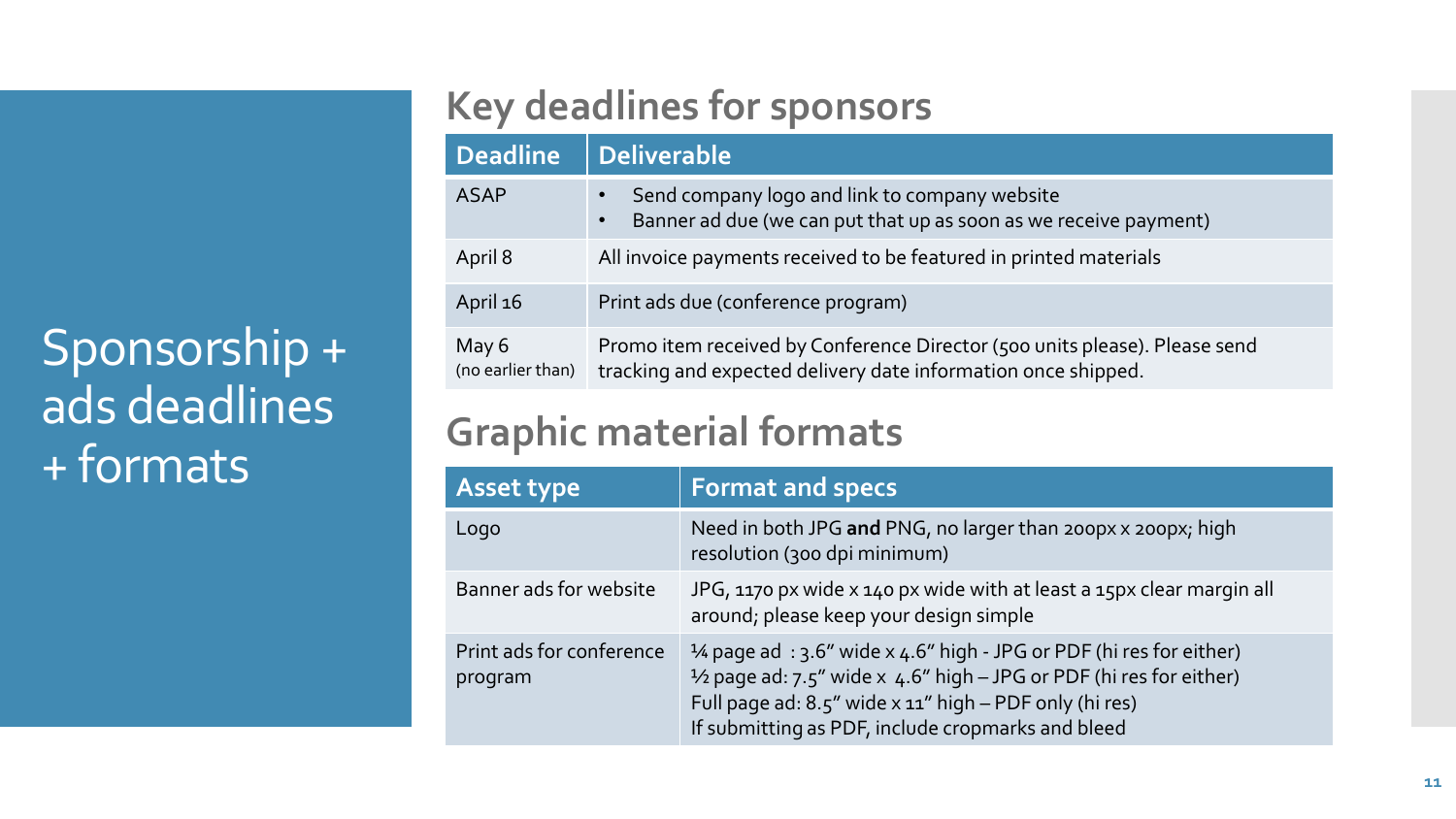# Sponsorship + ads deadlines + formats

## Key deadlines for sponsors

| Deadline | Deliverable |
|---|---|
| ASAP | • Send company logo and link to company website<br>• Banner ad due (we can put that up as soon as we receive payment) |
| April 8 | All invoice payments received to be featured in printed materials |
| April 16 | Print ads due (conference program) |
| May 6 (no earlier than) | Promo item received by Conference Director (500 units please). Please send tracking and expected delivery date information once shipped. |

## Graphic material formats

| Asset type | Format and specs |
|---|---|
| Logo | Need in both JPG **and** PNG, no larger than 200px x 200px; high resolution (300 dpi minimum) |
| Banner ads for website | JPG, 1170 px wide x 140 px wide with at least a 15px clear margin all around; please keep your design simple |
| Print ads for conference program | ¼ page ad : 3.6" wide x 4.6" high - JPG or PDF (hi res for either)<br>½ page ad: 7.5" wide x 4.6" high – JPG or PDF (hi res for either)<br>Full page ad: 8.5" wide x 11" high – PDF only (hi res)<br>If submitting as PDF, include cropmarks and bleed |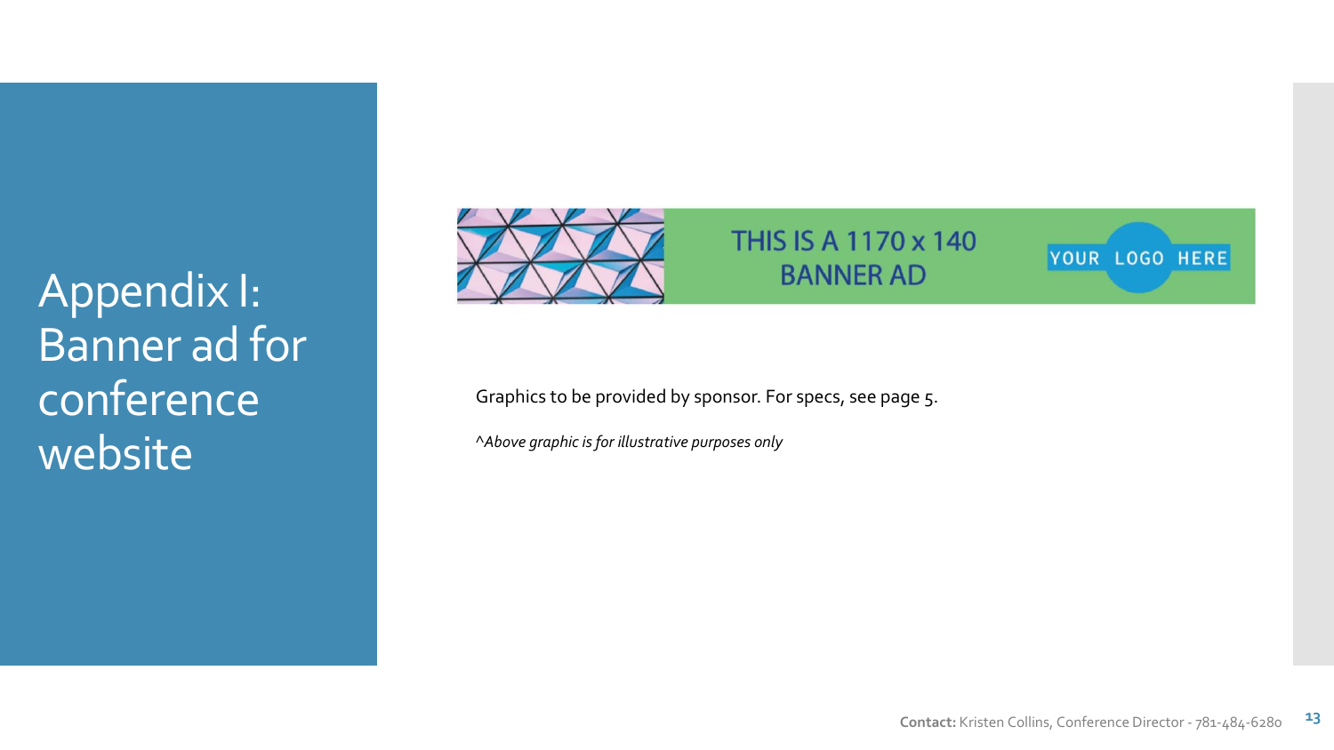# Appendix I: Banner ad for conference website

THIS IS A 1170 x 140 BANNER AD

YOUR LOGO HERE

Graphics to be provided by sponsor. For specs, see page 5.

*^Above graphic is for illustrative purposes only*

**Contact:** Kristen Collins, Conference Director - 781-484-6280